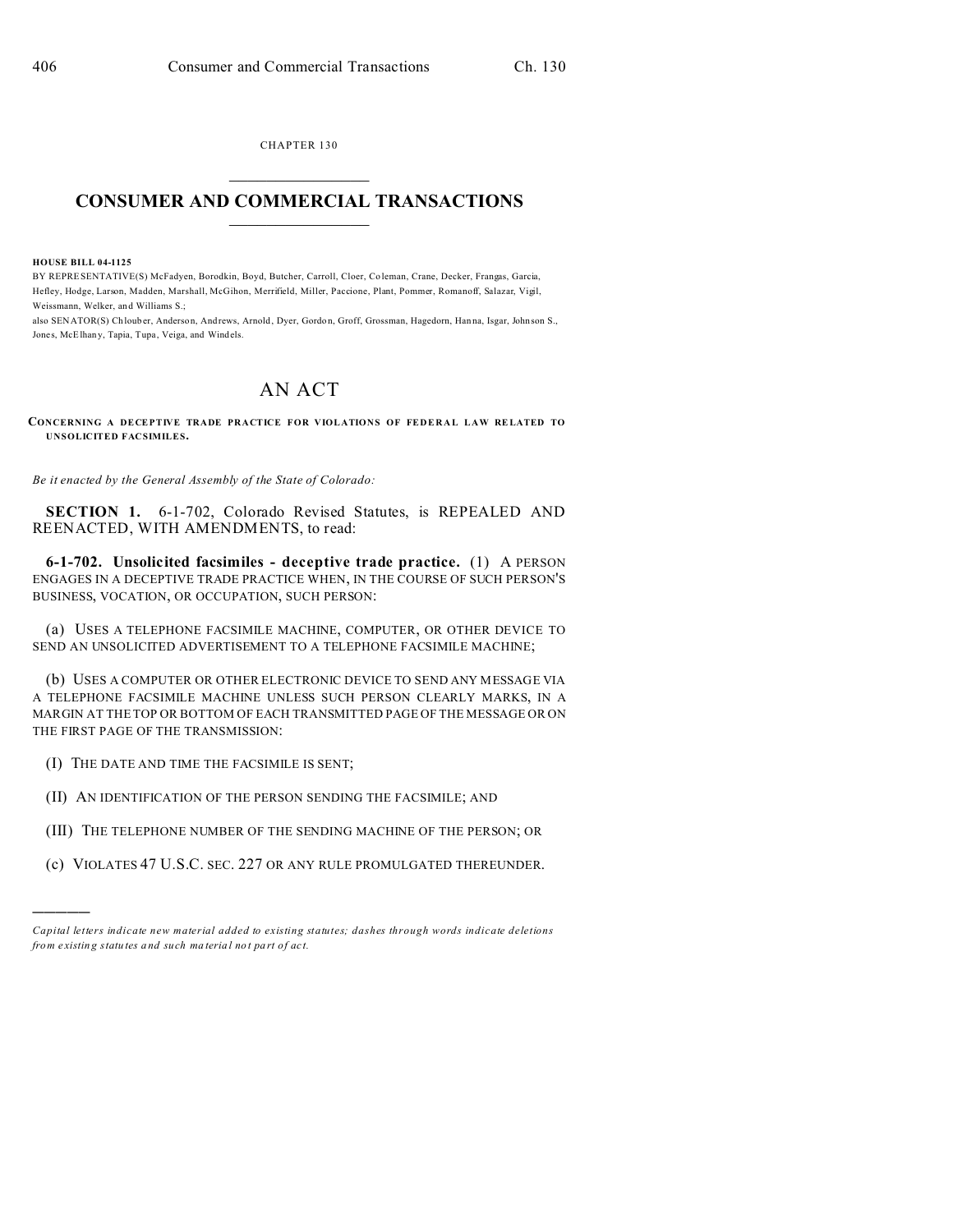CHAPTER 130

# CONSUMER AND COMMERCIAL TRANSACTIONS

**HOUSE BILL 04-1125**

BY REPRESENTATIVE(S) McFadyen, Borodkin, Boyd, Butcher, Carroll, Cloer, Coleman, Crane, Decker, Frangas, Garcia, Hefley, Hodge, Larson, Madden, Marshall, McGihon, Merrifield, Miller, Paccione, Plant, Pommer, Romanoff, Salazar, Vigil, Weissmann, Welker, and Williams S.;

also SENATOR(S) Chlouber, Anderson, Andrews, Arnold, Dyer, Gordon, Groff, Grossman, Hagedorn, Hanna, Isgar, Johnson S., Jones, McElhany, Tapia, Tupa, Veiga, and Windels.

## AN ACT

**CONCERNING A DECEPTIVE TRADE PRACTICE FOR VIOLATIONS OF FEDERAL LAW RELATED TO UNSOLICITED FACSIMILES.**

*Be it enacted by the General Assembly of the State of Colorado:*

**SECTION 1.** 6-1-702, Colorado Revised Statutes, is REPEALED AND REENACTED, WITH AMENDMENTS, to read:

**6-1-702. Unsolicited facsimiles - deceptive trade practice.** (1) A PERSON ENGAGES IN A DECEPTIVE TRADE PRACTICE WHEN, IN THE COURSE OF SUCH PERSON'S BUSINESS, VOCATION, OR OCCUPATION, SUCH PERSON:

(a) USES A TELEPHONE FACSIMILE MACHINE, COMPUTER, OR OTHER DEVICE TO SEND AN UNSOLICITED ADVERTISEMENT TO A TELEPHONE FACSIMILE MACHINE;

(b) USES A COMPUTER OR OTHER ELECTRONIC DEVICE TO SEND ANY MESSAGE VIA A TELEPHONE FACSIMILE MACHINE UNLESS SUCH PERSON CLEARLY MARKS, IN A MARGIN AT THE TOP OR BOTTOM OF EACH TRANSMITTED PAGE OF THE MESSAGE OR ON THE FIRST PAGE OF THE TRANSMISSION:

(I) THE DATE AND TIME THE FACSIMILE IS SENT;

(II) AN IDENTIFICATION OF THE PERSON SENDING THE FACSIMILE; AND

(III) THE TELEPHONE NUMBER OF THE SENDING MACHINE OF THE PERSON; OR

(c) VIOLATES 47 U.S.C. SEC. 227 OR ANY RULE PROMULGATED THEREUNDER.

---

*Capital letters indicate new material added to existing statutes; dashes through words indicate deletions from existing statutes and such material not part of act.*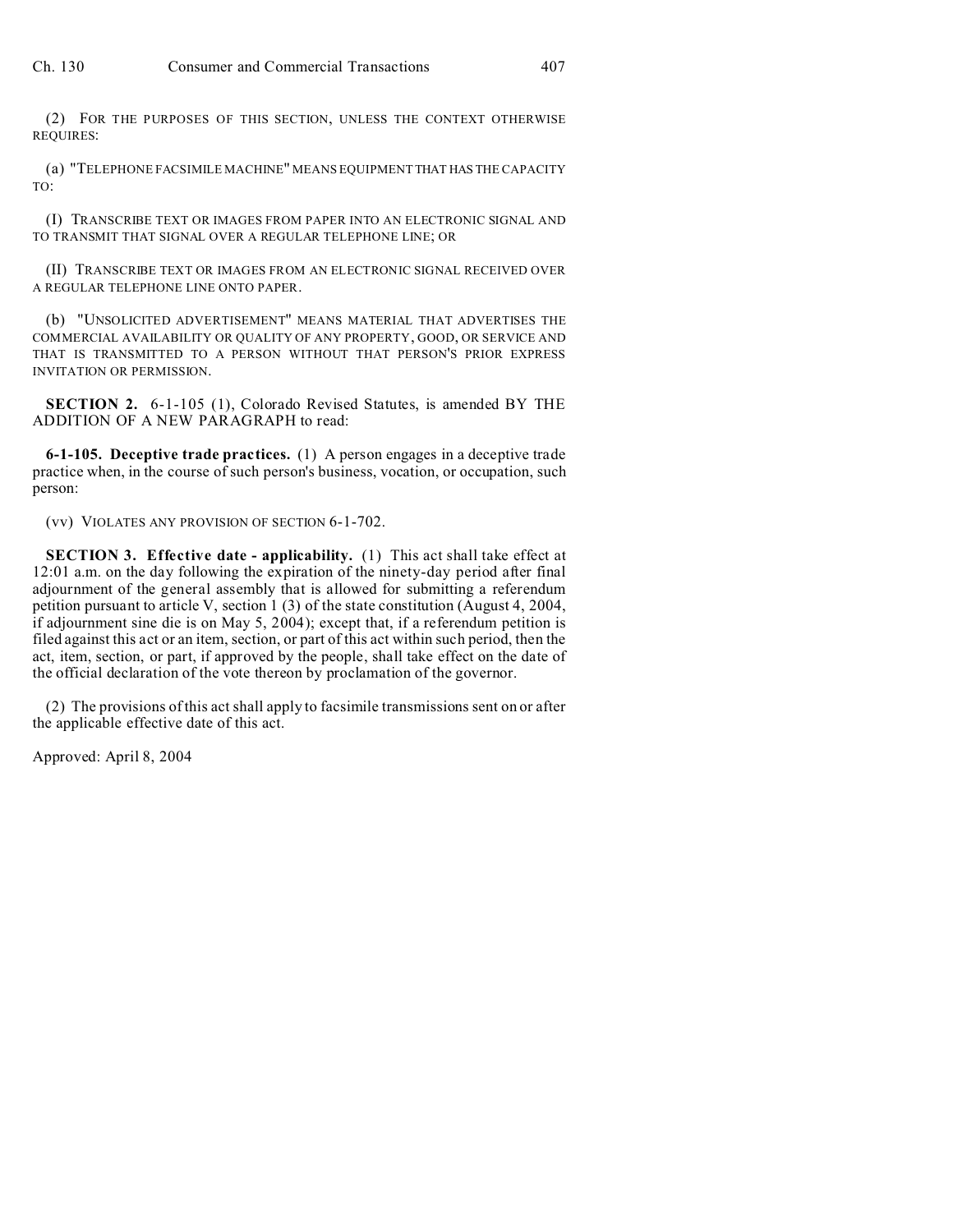(2) FOR THE PURPOSES OF THIS SECTION, UNLESS THE CONTEXT OTHERWISE REQUIRES:

(a) "TELEPHONE FACSIMILE MACHINE" MEANS EQUIPMENT THAT HAS THE CAPACITY TO:

(I) TRANSCRIBE TEXT OR IMAGES FROM PAPER INTO AN ELECTRONIC SIGNAL AND TO TRANSMIT THAT SIGNAL OVER A REGULAR TELEPHONE LINE; OR

(II) TRANSCRIBE TEXT OR IMAGES FROM AN ELECTRONIC SIGNAL RECEIVED OVER A REGULAR TELEPHONE LINE ONTO PAPER.

(b) "UNSOLICITED ADVERTISEMENT" MEANS MATERIAL THAT ADVERTISES THE COMMERCIAL AVAILABILITY OR QUALITY OF ANY PROPERTY, GOOD, OR SERVICE AND THAT IS TRANSMITTED TO A PERSON WITHOUT THAT PERSON'S PRIOR EXPRESS INVITATION OR PERMISSION.

**SECTION 2.** 6-1-105 (1), Colorado Revised Statutes, is amended BY THE ADDITION OF A NEW PARAGRAPH to read:

**6-1-105. Deceptive trade practices.** (1) A person engages in a deceptive trade practice when, in the course of such person's business, vocation, or occupation, such person:

(vv) VIOLATES ANY PROVISION OF SECTION 6-1-702.

**SECTION 3. Effective date - applicability.** (1) This act shall take effect at 12:01 a.m. on the day following the expiration of the ninety-day period after final adjournment of the general assembly that is allowed for submitting a referendum petition pursuant to article V, section 1 (3) of the state constitution (August 4, 2004, if adjournment sine die is on May 5, 2004); except that, if a referendum petition is filed against this act or an item, section, or part of this act within such period, then the act, item, section, or part, if approved by the people, shall take effect on the date of the official declaration of the vote thereon by proclamation of the governor.

(2) The provisions of this act shall apply to facsimile transmissions sent on or after the applicable effective date of this act.

Approved: April 8, 2004